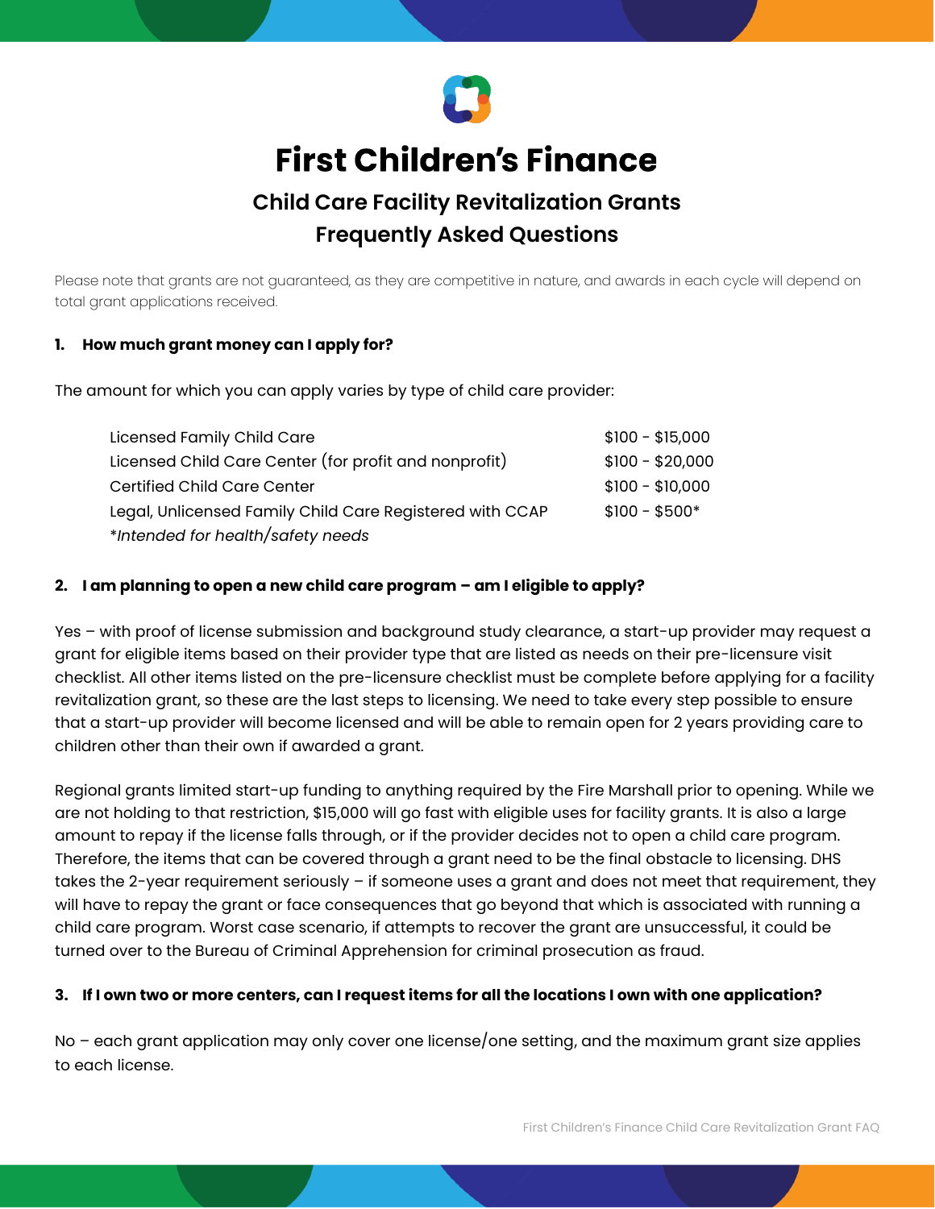# First Children's Finance

## Child Care Facility Revitalization Grants
## Frequently Asked Questions

Please note that grants are not guaranteed, as they are competitive in nature, and awards in each cycle will depend on total grant applications received.

**1. How much grant money can I apply for?**

The amount for which you can apply varies by type of child care provider:

| Provider Type | Amount |
|---|---|
| Licensed Family Child Care | $100 - $15,000 |
| Licensed Child Care Center (for profit and nonprofit) | $100 - $20,000 |
| Certified Child Care Center | $100 - $10,000 |
| Legal, Unlicensed Family Child Care Registered with CCAP | $100 - $500* |

*\*Intended for health/safety needs*

**2. I am planning to open a new child care program – am I eligible to apply?**

Yes – with proof of license submission and background study clearance, a start-up provider may request a grant for eligible items based on their provider type that are listed as needs on their pre-licensure visit checklist. All other items listed on the pre-licensure checklist must be complete before applying for a facility revitalization grant, so these are the last steps to licensing. We need to take every step possible to ensure that a start-up provider will become licensed and will be able to remain open for 2 years providing care to children other than their own if awarded a grant.

Regional grants limited start-up funding to anything required by the Fire Marshall prior to opening. While we are not holding to that restriction, $15,000 will go fast with eligible uses for facility grants. It is also a large amount to repay if the license falls through, or if the provider decides not to open a child care program. Therefore, the items that can be covered through a grant need to be the final obstacle to licensing. DHS takes the 2-year requirement seriously – if someone uses a grant and does not meet that requirement, they will have to repay the grant or face consequences that go beyond that which is associated with running a child care program. Worst case scenario, if attempts to recover the grant are unsuccessful, it could be turned over to the Bureau of Criminal Apprehension for criminal prosecution as fraud.

**3. If I own two or more centers, can I request items for all the locations I own with one application?**

No – each grant application may only cover one license/one setting, and the maximum grant size applies to each license.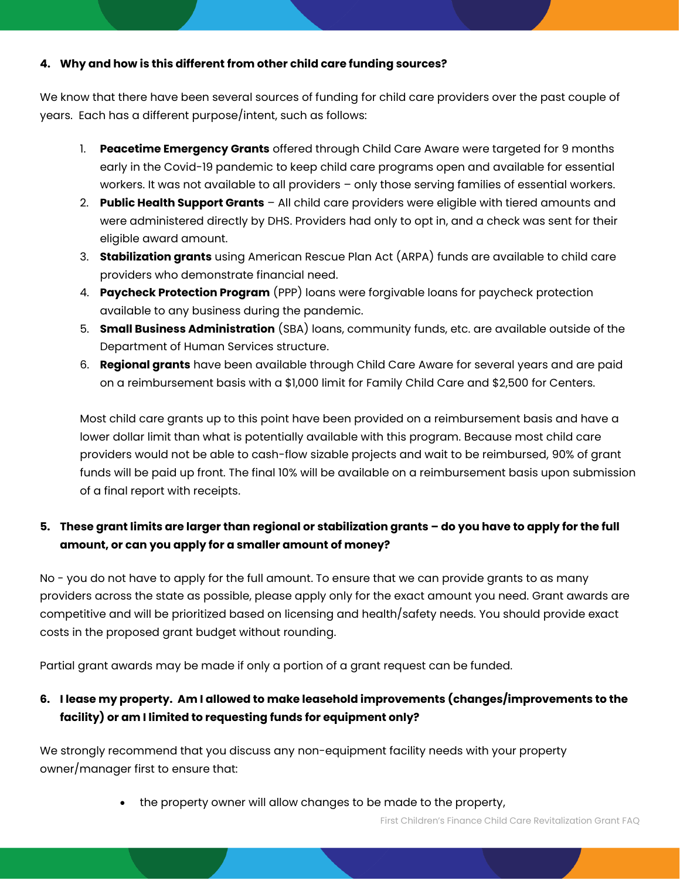**4. Why and how is this different from other child care funding sources?**

We know that there have been several sources of funding for child care providers over the past couple of years. Each has a different purpose/intent, such as follows:

1. **Peacetime Emergency Grants** offered through Child Care Aware were targeted for 9 months early in the Covid-19 pandemic to keep child care programs open and available for essential workers. It was not available to all providers – only those serving families of essential workers.
2. **Public Health Support Grants** – All child care providers were eligible with tiered amounts and were administered directly by DHS. Providers had only to opt in, and a check was sent for their eligible award amount.
3. **Stabilization grants** using American Rescue Plan Act (ARPA) funds are available to child care providers who demonstrate financial need.
4. **Paycheck Protection Program** (PPP) loans were forgivable loans for paycheck protection available to any business during the pandemic.
5. **Small Business Administration** (SBA) loans, community funds, etc. are available outside of the Department of Human Services structure.
6. **Regional grants** have been available through Child Care Aware for several years and are paid on a reimbursement basis with a $1,000 limit for Family Child Care and $2,500 for Centers.

Most child care grants up to this point have been provided on a reimbursement basis and have a lower dollar limit than what is potentially available with this program. Because most child care providers would not be able to cash-flow sizable projects and wait to be reimbursed, 90% of grant funds will be paid up front. The final 10% will be available on a reimbursement basis upon submission of a final report with receipts.

**5. These grant limits are larger than regional or stabilization grants – do you have to apply for the full amount, or can you apply for a smaller amount of money?**

No - you do not have to apply for the full amount. To ensure that we can provide grants to as many providers across the state as possible, please apply only for the exact amount you need. Grant awards are competitive and will be prioritized based on licensing and health/safety needs. You should provide exact costs in the proposed grant budget without rounding.

Partial grant awards may be made if only a portion of a grant request can be funded.

**6. I lease my property. Am I allowed to make leasehold improvements (changes/improvements to the facility) or am I limited to requesting funds for equipment only?**

We strongly recommend that you discuss any non-equipment facility needs with your property owner/manager first to ensure that:

- the property owner will allow changes to be made to the property,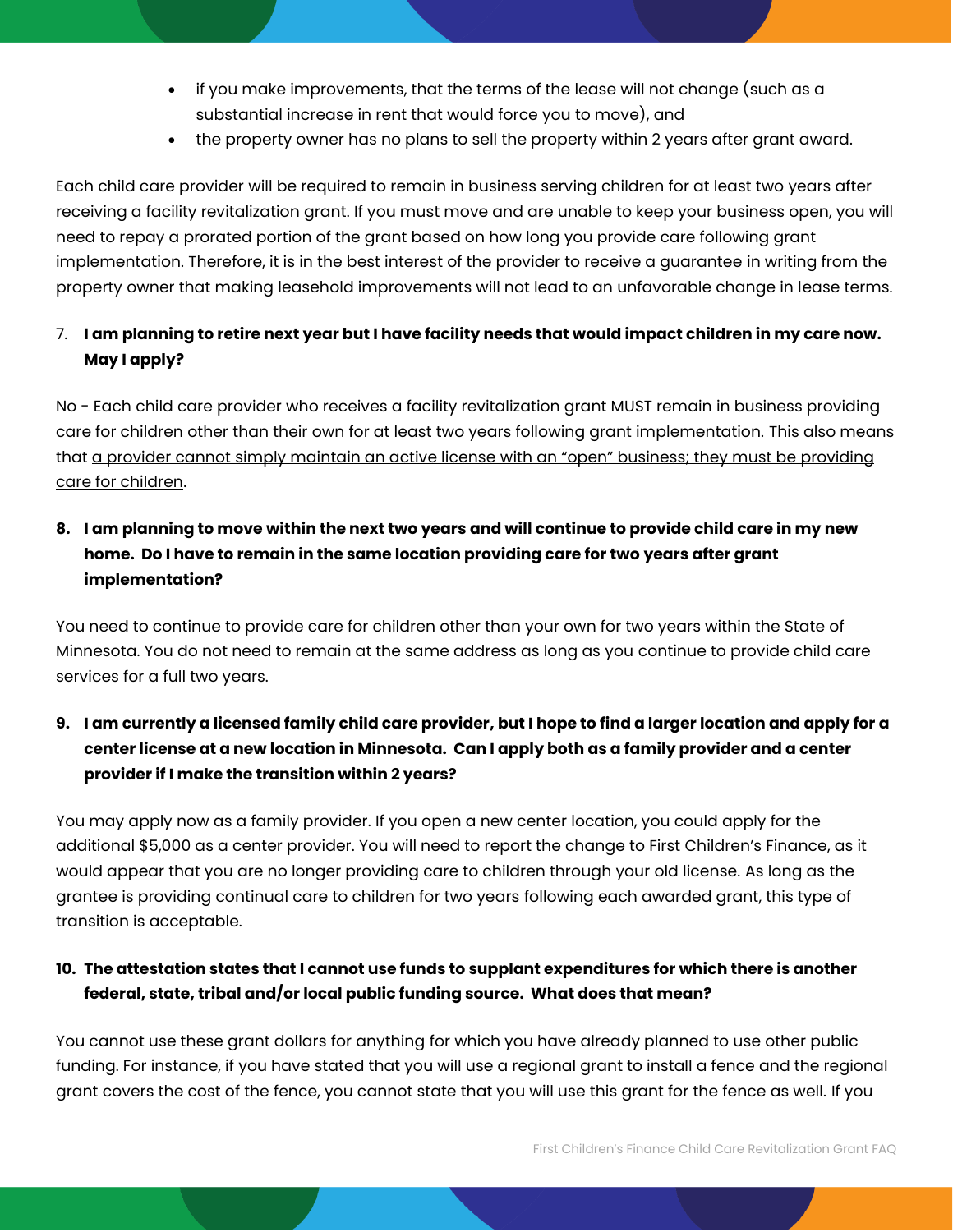- if you make improvements, that the terms of the lease will not change (such as a substantial increase in rent that would force you to move), and
- the property owner has no plans to sell the property within 2 years after grant award.

Each child care provider will be required to remain in business serving children for at least two years after receiving a facility revitalization grant. If you must move and are unable to keep your business open, you will need to repay a prorated portion of the grant based on how long you provide care following grant implementation. Therefore, it is in the best interest of the provider to receive a guarantee in writing from the property owner that making leasehold improvements will not lead to an unfavorable change in lease terms.

7. **I am planning to retire next year but I have facility needs that would impact children in my care now. May I apply?**

No - Each child care provider who receives a facility revitalization grant MUST remain in business providing care for children other than their own for at least two years following grant implementation. This also means that <u>a provider cannot simply maintain an active license with an "open" business; they must be providing care for children</u>.

8. **I am planning to move within the next two years and will continue to provide child care in my new home. Do I have to remain in the same location providing care for two years after grant implementation?**

You need to continue to provide care for children other than your own for two years within the State of Minnesota. You do not need to remain at the same address as long as you continue to provide child care services for a full two years.

9. **I am currently a licensed family child care provider, but I hope to find a larger location and apply for a center license at a new location in Minnesota. Can I apply both as a family provider and a center provider if I make the transition within 2 years?**

You may apply now as a family provider. If you open a new center location, you could apply for the additional $5,000 as a center provider. You will need to report the change to First Children's Finance, as it would appear that you are no longer providing care to children through your old license. As long as the grantee is providing continual care to children for two years following each awarded grant, this type of transition is acceptable.

10. **The attestation states that I cannot use funds to supplant expenditures for which there is another federal, state, tribal and/or local public funding source. What does that mean?**

You cannot use these grant dollars for anything for which you have already planned to use other public funding. For instance, if you have stated that you will use a regional grant to install a fence and the regional grant covers the cost of the fence, you cannot state that you will use this grant for the fence as well. If you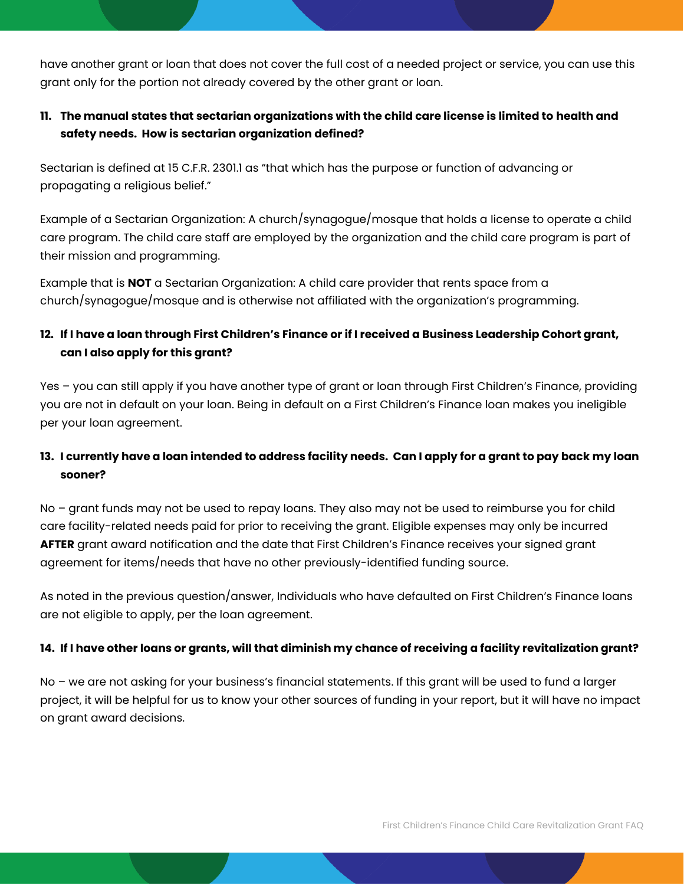have another grant or loan that does not cover the full cost of a needed project or service, you can use this grant only for the portion not already covered by the other grant or loan.

**11. The manual states that sectarian organizations with the child care license is limited to health and safety needs. How is sectarian organization defined?**

Sectarian is defined at 15 C.F.R. 2301.1 as "that which has the purpose or function of advancing or propagating a religious belief."

Example of a Sectarian Organization: A church/synagogue/mosque that holds a license to operate a child care program. The child care staff are employed by the organization and the child care program is part of their mission and programming.

Example that is **NOT** a Sectarian Organization: A child care provider that rents space from a church/synagogue/mosque and is otherwise not affiliated with the organization's programming.

**12. If I have a loan through First Children's Finance or if I received a Business Leadership Cohort grant, can I also apply for this grant?**

Yes – you can still apply if you have another type of grant or loan through First Children's Finance, providing you are not in default on your loan. Being in default on a First Children's Finance loan makes you ineligible per your loan agreement.

**13. I currently have a loan intended to address facility needs. Can I apply for a grant to pay back my loan sooner?**

No – grant funds may not be used to repay loans. They also may not be used to reimburse you for child care facility-related needs paid for prior to receiving the grant. Eligible expenses may only be incurred **AFTER** grant award notification and the date that First Children's Finance receives your signed grant agreement for items/needs that have no other previously-identified funding source.

As noted in the previous question/answer, Individuals who have defaulted on First Children's Finance loans are not eligible to apply, per the loan agreement.

**14. If I have other loans or grants, will that diminish my chance of receiving a facility revitalization grant?**

No – we are not asking for your business's financial statements. If this grant will be used to fund a larger project, it will be helpful for us to know your other sources of funding in your report, but it will have no impact on grant award decisions.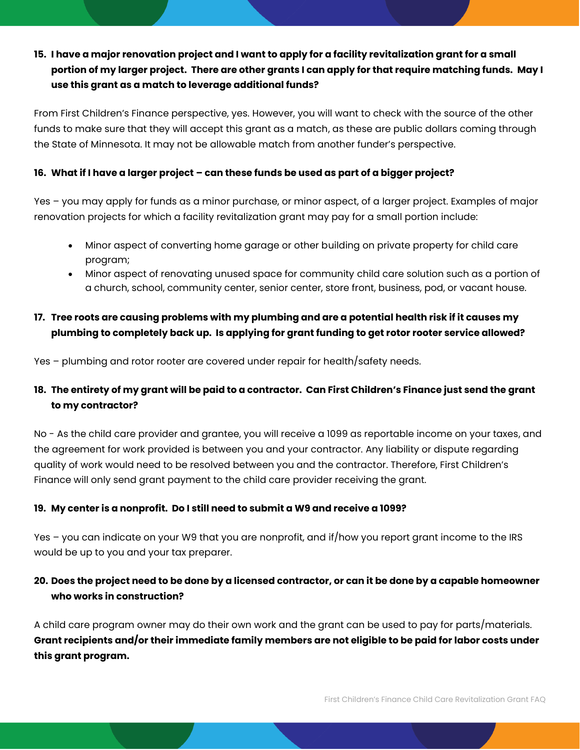15. **I have a major renovation project and I want to apply for a facility revitalization grant for a small portion of my larger project. There are other grants I can apply for that require matching funds. May I use this grant as a match to leverage additional funds?**

From First Children's Finance perspective, yes. However, you will want to check with the source of the other funds to make sure that they will accept this grant as a match, as these are public dollars coming through the State of Minnesota. It may not be allowable match from another funder's perspective.

16. **What if I have a larger project – can these funds be used as part of a bigger project?**

Yes – you may apply for funds as a minor purchase, or minor aspect, of a larger project. Examples of major renovation projects for which a facility revitalization grant may pay for a small portion include:

- Minor aspect of converting home garage or other building on private property for child care program;
- Minor aspect of renovating unused space for community child care solution such as a portion of a church, school, community center, senior center, store front, business, pod, or vacant house.

17. **Tree roots are causing problems with my plumbing and are a potential health risk if it causes my plumbing to completely back up. Is applying for grant funding to get rotor rooter service allowed?**

Yes – plumbing and rotor rooter are covered under repair for health/safety needs.

18. **The entirety of my grant will be paid to a contractor. Can First Children's Finance just send the grant to my contractor?**

No - As the child care provider and grantee, you will receive a 1099 as reportable income on your taxes, and the agreement for work provided is between you and your contractor. Any liability or dispute regarding quality of work would need to be resolved between you and the contractor. Therefore, First Children's Finance will only send grant payment to the child care provider receiving the grant.

19. **My center is a nonprofit. Do I still need to submit a W9 and receive a 1099?**

Yes – you can indicate on your W9 that you are nonprofit, and if/how you report grant income to the IRS would be up to you and your tax preparer.

20. **Does the project need to be done by a licensed contractor, or can it be done by a capable homeowner who works in construction?**

A child care program owner may do their own work and the grant can be used to pay for parts/materials. **Grant recipients and/or their immediate family members are not eligible to be paid for labor costs under this grant program.**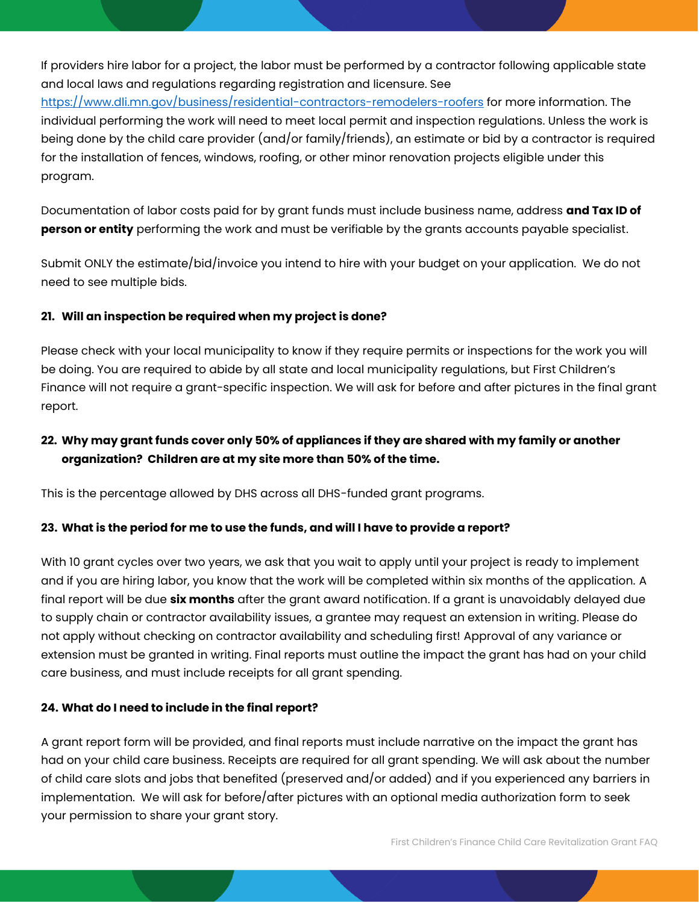If providers hire labor for a project, the labor must be performed by a contractor following applicable state and local laws and regulations regarding registration and licensure. See https://www.dli.mn.gov/business/residential-contractors-remodelers-roofers for more information. The individual performing the work will need to meet local permit and inspection regulations. Unless the work is being done by the child care provider (and/or family/friends), an estimate or bid by a contractor is required for the installation of fences, windows, roofing, or other minor renovation projects eligible under this program.

Documentation of labor costs paid for by grant funds must include business name, address **and Tax ID of person or entity** performing the work and must be verifiable by the grants accounts payable specialist.

Submit ONLY the estimate/bid/invoice you intend to hire with your budget on your application. We do not need to see multiple bids.

**21. Will an inspection be required when my project is done?**

Please check with your local municipality to know if they require permits or inspections for the work you will be doing. You are required to abide by all state and local municipality regulations, but First Children's Finance will not require a grant-specific inspection. We will ask for before and after pictures in the final grant report.

**22. Why may grant funds cover only 50% of appliances if they are shared with my family or another organization? Children are at my site more than 50% of the time.**

This is the percentage allowed by DHS across all DHS-funded grant programs.

**23. What is the period for me to use the funds, and will I have to provide a report?**

With 10 grant cycles over two years, we ask that you wait to apply until your project is ready to implement and if you are hiring labor, you know that the work will be completed within six months of the application. A final report will be due **six months** after the grant award notification. If a grant is unavoidably delayed due to supply chain or contractor availability issues, a grantee may request an extension in writing. Please do not apply without checking on contractor availability and scheduling first! Approval of any variance or extension must be granted in writing. Final reports must outline the impact the grant has had on your child care business, and must include receipts for all grant spending.

**24. What do I need to include in the final report?**

A grant report form will be provided, and final reports must include narrative on the impact the grant has had on your child care business. Receipts are required for all grant spending. We will ask about the number of child care slots and jobs that benefited (preserved and/or added) and if you experienced any barriers in implementation. We will ask for before/after pictures with an optional media authorization form to seek your permission to share your grant story.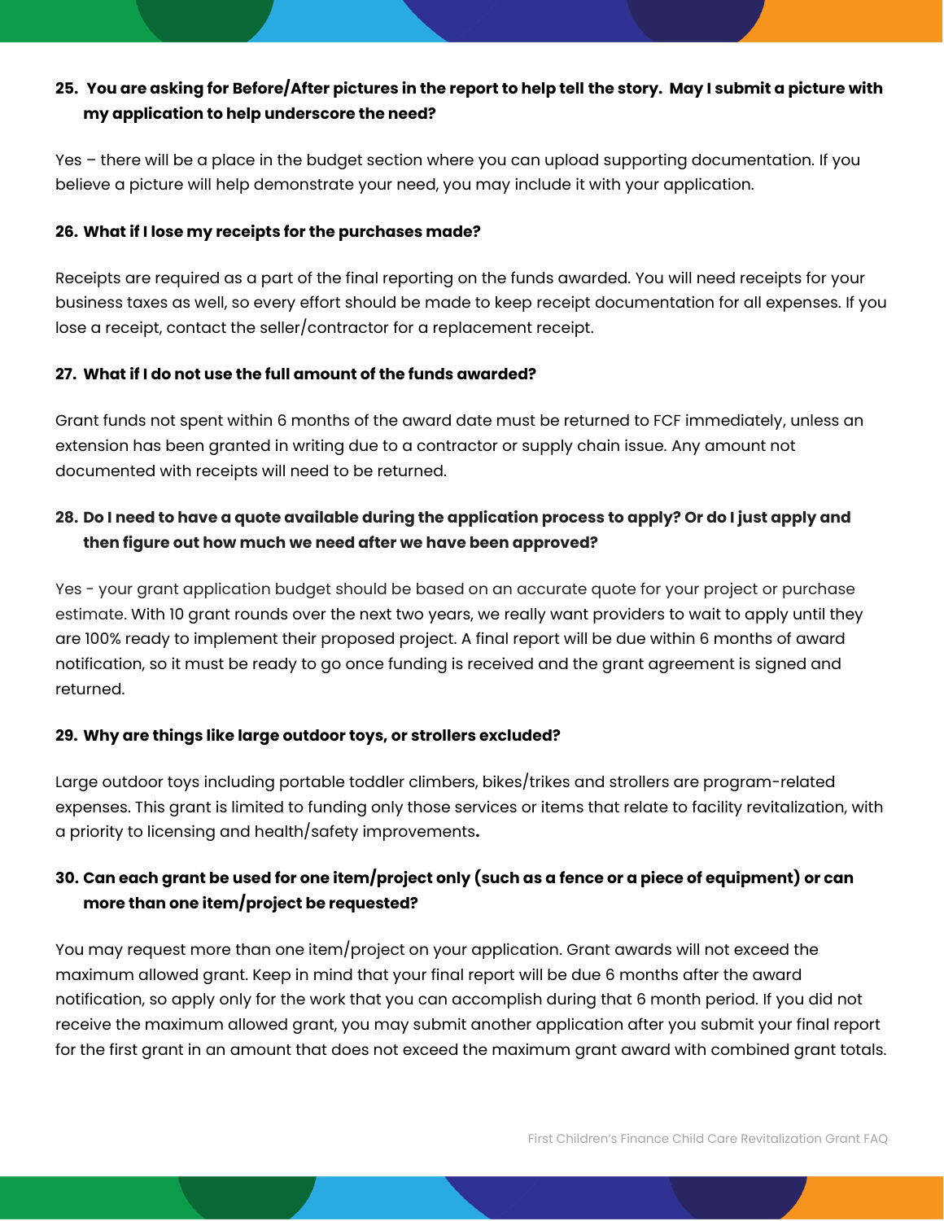**25. You are asking for Before/After pictures in the report to help tell the story. May I submit a picture with my application to help underscore the need?**

Yes – there will be a place in the budget section where you can upload supporting documentation. If you believe a picture will help demonstrate your need, you may include it with your application.

**26. What if I lose my receipts for the purchases made?**

Receipts are required as a part of the final reporting on the funds awarded. You will need receipts for your business taxes as well, so every effort should be made to keep receipt documentation for all expenses. If you lose a receipt, contact the seller/contractor for a replacement receipt.

**27. What if I do not use the full amount of the funds awarded?**

Grant funds not spent within 6 months of the award date must be returned to FCF immediately, unless an extension has been granted in writing due to a contractor or supply chain issue. Any amount not documented with receipts will need to be returned.

**28. Do I need to have a quote available during the application process to apply? Or do I just apply and then figure out how much we need after we have been approved?**

Yes - your grant application budget should be based on an accurate quote for your project or purchase estimate. With 10 grant rounds over the next two years, we really want providers to wait to apply until they are 100% ready to implement their proposed project. A final report will be due within 6 months of award notification, so it must be ready to go once funding is received and the grant agreement is signed and returned.

**29. Why are things like large outdoor toys, or strollers excluded?**

Large outdoor toys including portable toddler climbers, bikes/trikes and strollers are program-related expenses. This grant is limited to funding only those services or items that relate to facility revitalization, with a priority to licensing and health/safety improvements**.**

**30. Can each grant be used for one item/project only (such as a fence or a piece of equipment) or can more than one item/project be requested?**

You may request more than one item/project on your application. Grant awards will not exceed the maximum allowed grant. Keep in mind that your final report will be due 6 months after the award notification, so apply only for the work that you can accomplish during that 6 month period. If you did not receive the maximum allowed grant, you may submit another application after you submit your final report for the first grant in an amount that does not exceed the maximum grant award with combined grant totals.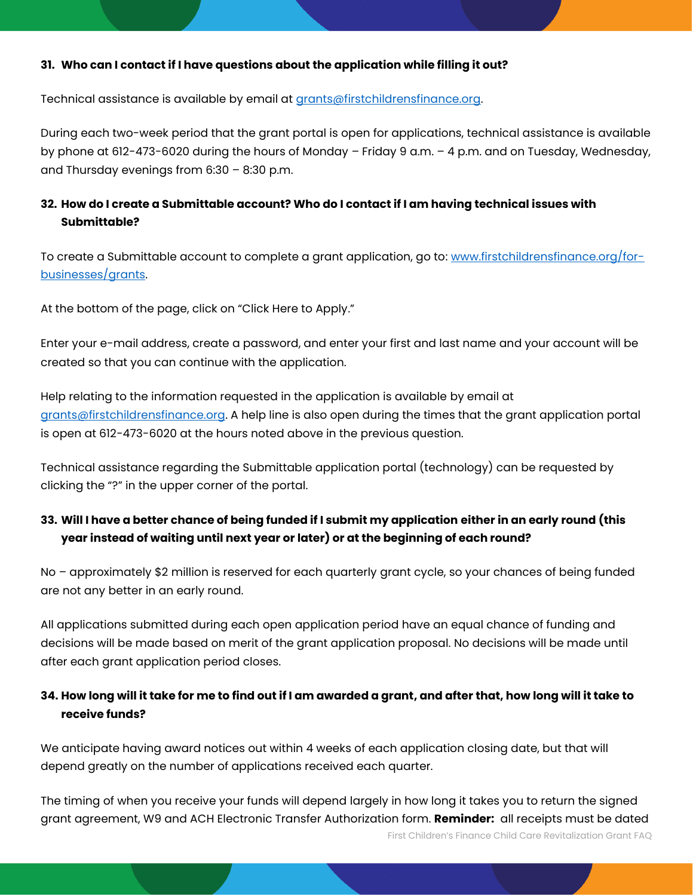**31. Who can I contact if I have questions about the application while filling it out?**

Technical assistance is available by email at grants@firstchildrensfinance.org.

During each two-week period that the grant portal is open for applications, technical assistance is available by phone at 612-473-6020 during the hours of Monday – Friday 9 a.m. – 4 p.m. and on Tuesday, Wednesday, and Thursday evenings from 6:30 – 8:30 p.m.

**32. How do I create a Submittable account? Who do I contact if I am having technical issues with Submittable?**

To create a Submittable account to complete a grant application, go to: www.firstchildrensfinance.org/for-businesses/grants.

At the bottom of the page, click on "Click Here to Apply."

Enter your e-mail address, create a password, and enter your first and last name and your account will be created so that you can continue with the application.

Help relating to the information requested in the application is available by email at grants@firstchildrensfinance.org. A help line is also open during the times that the grant application portal is open at 612-473-6020 at the hours noted above in the previous question.

Technical assistance regarding the Submittable application portal (technology) can be requested by clicking the "?" in the upper corner of the portal.

**33. Will I have a better chance of being funded if I submit my application either in an early round (this year instead of waiting until next year or later) or at the beginning of each round?**

No – approximately $2 million is reserved for each quarterly grant cycle, so your chances of being funded are not any better in an early round.

All applications submitted during each open application period have an equal chance of funding and decisions will be made based on merit of the grant application proposal. No decisions will be made until after each grant application period closes.

**34. How long will it take for me to find out if I am awarded a grant, and after that, how long will it take to receive funds?**

We anticipate having award notices out within 4 weeks of each application closing date, but that will depend greatly on the number of applications received each quarter.

The timing of when you receive your funds will depend largely in how long it takes you to return the signed grant agreement, W9 and ACH Electronic Transfer Authorization form. **Reminder:** all receipts must be dated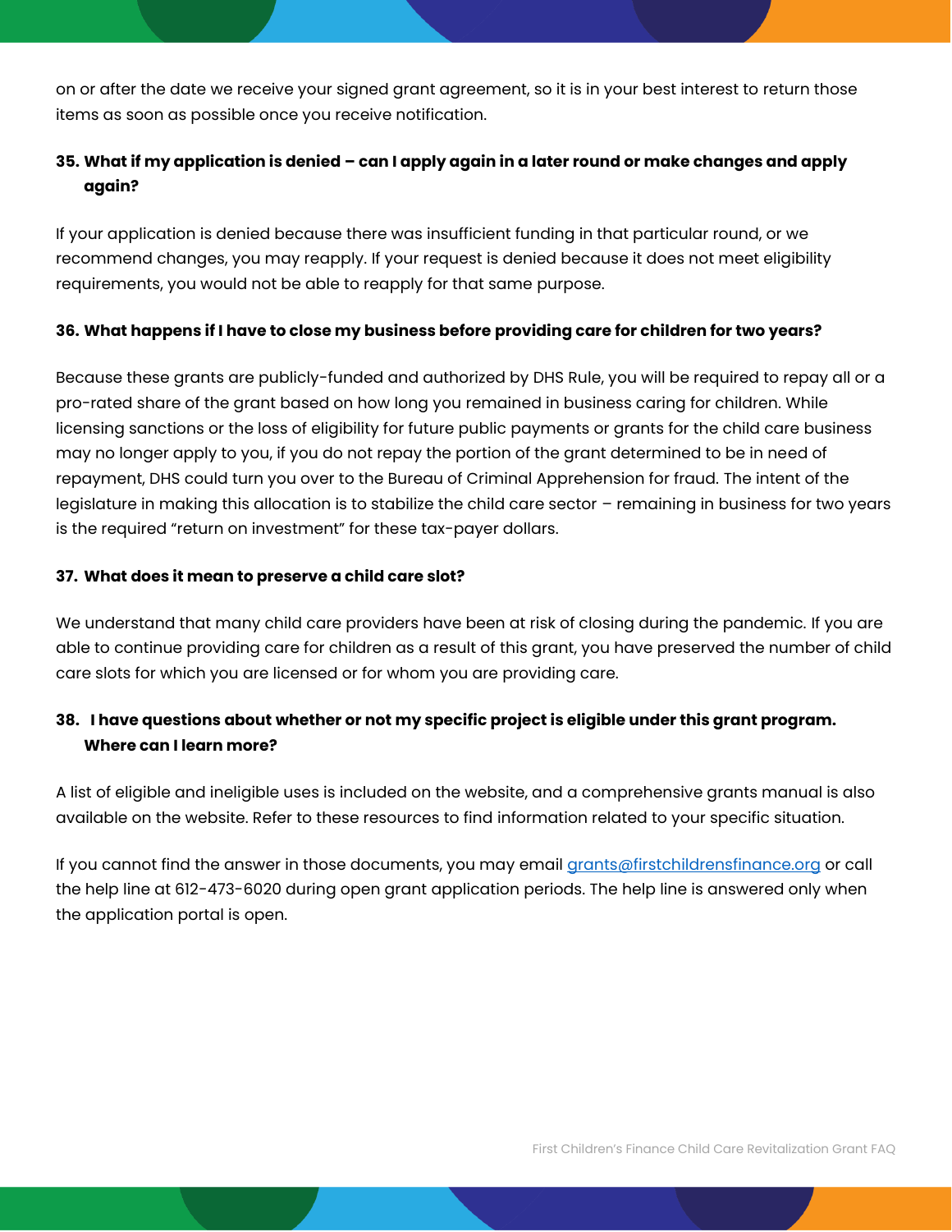on or after the date we receive your signed grant agreement, so it is in your best interest to return those items as soon as possible once you receive notification.

### 35. What if my application is denied – can I apply again in a later round or make changes and apply again?

If your application is denied because there was insufficient funding in that particular round, or we recommend changes, you may reapply. If your request is denied because it does not meet eligibility requirements, you would not be able to reapply for that same purpose.

### 36. What happens if I have to close my business before providing care for children for two years?

Because these grants are publicly-funded and authorized by DHS Rule, you will be required to repay all or a pro-rated share of the grant based on how long you remained in business caring for children. While licensing sanctions or the loss of eligibility for future public payments or grants for the child care business may no longer apply to you, if you do not repay the portion of the grant determined to be in need of repayment, DHS could turn you over to the Bureau of Criminal Apprehension for fraud. The intent of the legislature in making this allocation is to stabilize the child care sector – remaining in business for two years is the required "return on investment" for these tax-payer dollars.

### 37. What does it mean to preserve a child care slot?

We understand that many child care providers have been at risk of closing during the pandemic. If you are able to continue providing care for children as a result of this grant, you have preserved the number of child care slots for which you are licensed or for whom you are providing care.

### 38. I have questions about whether or not my specific project is eligible under this grant program. Where can I learn more?

A list of eligible and ineligible uses is included on the website, and a comprehensive grants manual is also available on the website. Refer to these resources to find information related to your specific situation.

If you cannot find the answer in those documents, you may email grants@firstchildrensfinance.org or call the help line at 612-473-6020 during open grant application periods. The help line is answered only when the application portal is open.